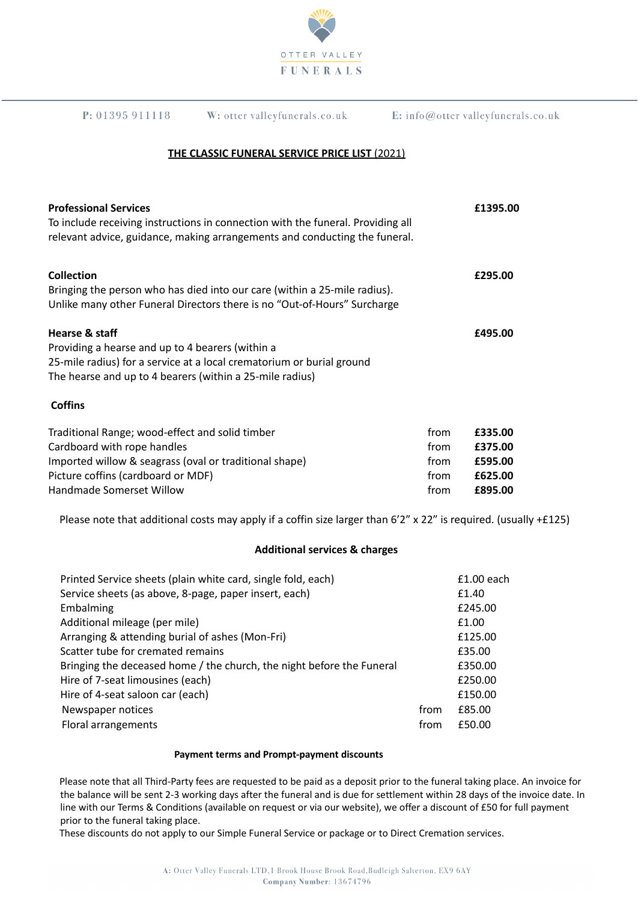OTTER VALLEY

FUNERALS

P: 01395 911118    W: otter valleyfunerals.co.uk    E: info@otter valleyfunerals.co.uk

## THE CLASSIC FUNERAL SERVICE PRICE LIST (2021)

**Professional Services** **£1395.00**
To include receiving instructions in connection with the funeral. Providing all relevant advice, guidance, making arrangements and conducting the funeral.

**Collection** **£295.00**
Bringing the person who has died into our care (within a 25-mile radius).
Unlike many other Funeral Directors there is no "Out-of-Hours" Surcharge

**Hearse & staff** **£495.00**
Providing a hearse and up to 4 bearers (within a 25-mile radius) for a service at a local crematorium or burial ground
The hearse and up to 4 bearers (within a 25-mile radius)

**Coffins**

| | | |
|---|---|---|
| Traditional Range; wood-effect and solid timber | from | **£335.00** |
| Cardboard with rope handles | from | **£375.00** |
| Imported willow & seagrass (oval or traditional shape) | from | **£595.00** |
| Picture coffins (cardboard or MDF) | from | **£625.00** |
| Handmade Somerset Willow | from | **£895.00** |

Please note that additional costs may apply if a coffin size larger than 6'2" x 22" is required. (usually +£125)

**Additional services & charges**

| | | |
|---|---|---|
| Printed Service sheets (plain white card, single fold, each) | | £1.00 each |
| Service sheets (as above, 8-page, paper insert, each) | | £1.40 |
| Embalming | | £245.00 |
| Additional mileage (per mile) | | £1.00 |
| Arranging & attending burial of ashes (Mon-Fri) | | £125.00 |
| Scatter tube for cremated remains | | £35.00 |
| Bringing the deceased home / the church, the night before the Funeral | | £350.00 |
| Hire of 7-seat limousines (each) | | £250.00 |
| Hire of 4-seat saloon car (each) | | £150.00 |
| Newspaper notices | from | £85.00 |
| Floral arrangements | from | £50.00 |

**Payment terms and Prompt-payment discounts**

Please note that all Third-Party fees are requested to be paid as a deposit prior to the funeral taking place. An invoice for the balance will be sent 2-3 working days after the funeral and is due for settlement within 28 days of the invoice date. In line with our Terms & Conditions (available on request or via our website), we offer a discount of £50 for full payment prior to the funeral taking place.
These discounts do not apply to our Simple Funeral Service or package or to Direct Cremation services.

A: Otter Valley Funerals LTD, 1 Brook House Brook Road, Budleigh Salterton, EX9 6AY
**Company Number:** 13674796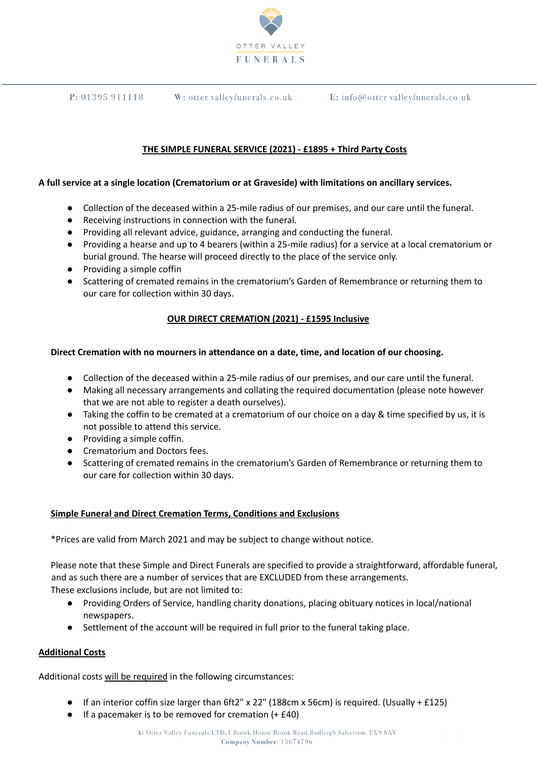**THE SIMPLE FUNERAL SERVICE (2021) - £1895 + Third Party Costs**

**A full service at a single location (Crematorium or at Graveside) with limitations on ancillary services.**

- Collection of the deceased within a 25-mile radius of our premises, and our care until the funeral.
- Receiving instructions in connection with the funeral.
- Providing all relevant advice, guidance, arranging and conducting the funeral.
- Providing a hearse and up to 4 bearers (within a 25-mile radius) for a service at a local crematorium or burial ground. The hearse will proceed directly to the place of the service only.
- Providing a simple coffin
- Scattering of cremated remains in the crematorium's Garden of Remembrance or returning them to our care for collection within 30 days.

**OUR DIRECT CREMATION (2021) - £1595 Inclusive**

**Direct Cremation with no mourners in attendance on a date, time, and location of our choosing.**

- Collection of the deceased within a 25-mile radius of our premises, and our care until the funeral.
- Making all necessary arrangements and collating the required documentation (please note however that we are not able to register a death ourselves).
- Taking the coffin to be cremated at a crematorium of our choice on a day & time specified by us, it is not possible to attend this service.
- Providing a simple coffin.
- Crematorium and Doctors fees.
- Scattering of cremated remains in the crematorium's Garden of Remembrance or returning them to our care for collection within 30 days.

**Simple Funeral and Direct Cremation Terms, Conditions and Exclusions**

*Prices are valid from March 2021 and may be subject to change without notice.

Please note that these Simple and Direct Funerals are specified to provide a straightforward, affordable funeral, and as such there are a number of services that are EXCLUDED from these arrangements.
These exclusions include, but are not limited to:

- Providing Orders of Service, handling charity donations, placing obituary notices in local/national newspapers.
- Settlement of the account will be required in full prior to the funeral taking place.

**Additional Costs**

Additional costs will be required in the following circumstances:

- If an interior coffin size larger than 6ft2" x 22" (188cm x 56cm) is required. (Usually + £125)
- If a pacemaker is to be removed for cremation (+ £40)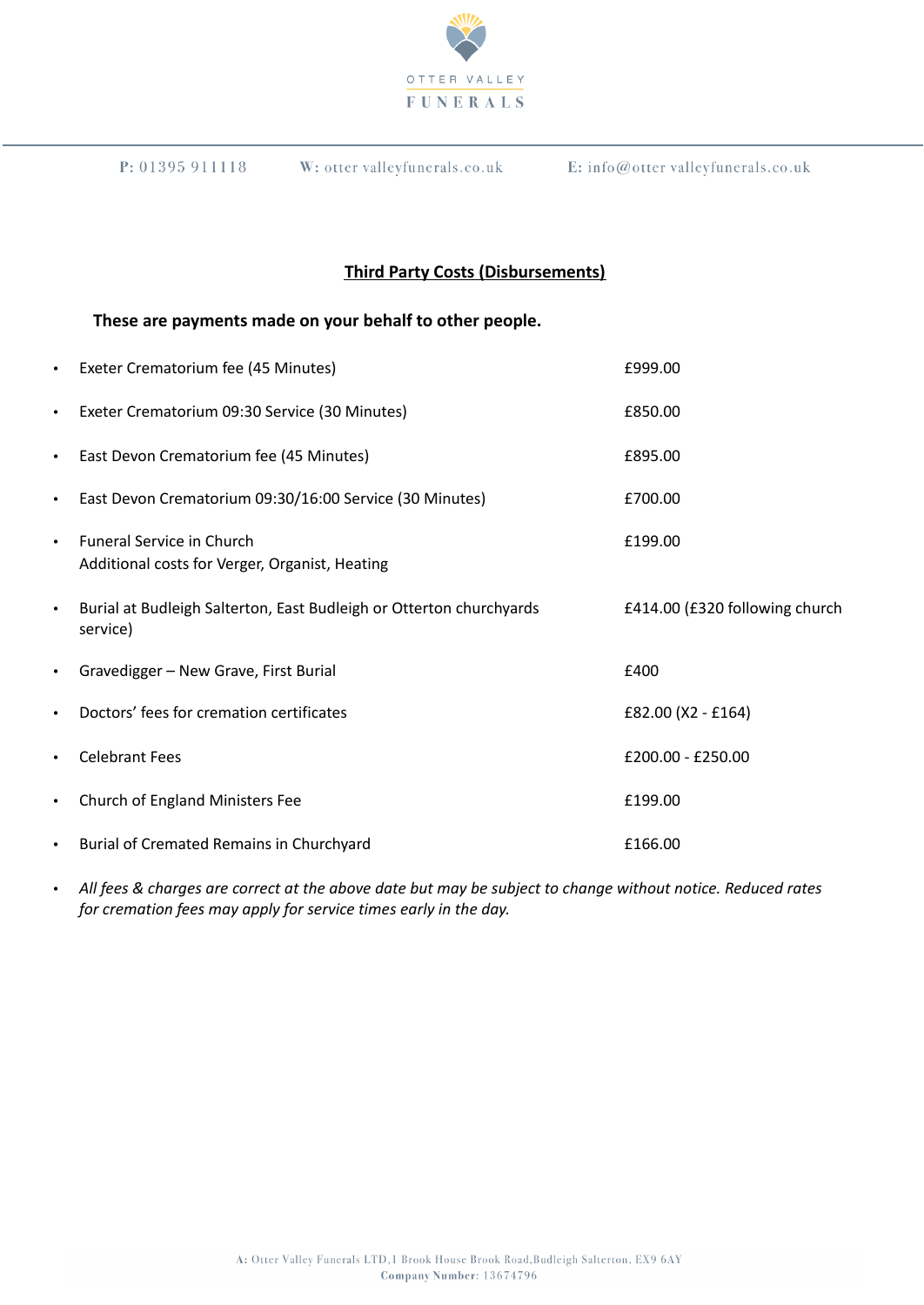OTTER VALLEY

FUNERALS

**P:** 01395 911118 **W:** otter valleyfunerals.co.uk **E:** info@otter valleyfunerals.co.uk

## Third Party Costs (Disbursements)

**These are payments made on your behalf to other people.**

| | |
|---|---|
| • Exeter Crematorium fee (45 Minutes) | £999.00 |
| • Exeter Crematorium 09:30 Service (30 Minutes) | £850.00 |
| • East Devon Crematorium fee (45 Minutes) | £895.00 |
| • East Devon Crematorium 09:30/16:00 Service (30 Minutes) | £700.00 |
| • Funeral Service in Church<br>Additional costs for Verger, Organist, Heating | £199.00 |
| • Burial at Budleigh Salterton, East Budleigh or Otterton churchyards | £414.00 (£320 following church service) |
| • Gravedigger – New Grave, First Burial | £400 |
| • Doctors' fees for cremation certificates | £82.00 (X2 - £164) |
| • Celebrant Fees | £200.00 - £250.00 |
| • Church of England Ministers Fee | £199.00 |
| • Burial of Cremated Remains in Churchyard | £166.00 |

- *All fees & charges are correct at the above date but may be subject to change without notice. Reduced rates for cremation fees may apply for service times early in the day.*

**A:** Otter Valley Funerals LTD,1 Brook House Brook Road,Budleigh Salterton, EX9 6AY
**Company Number:** 13674796